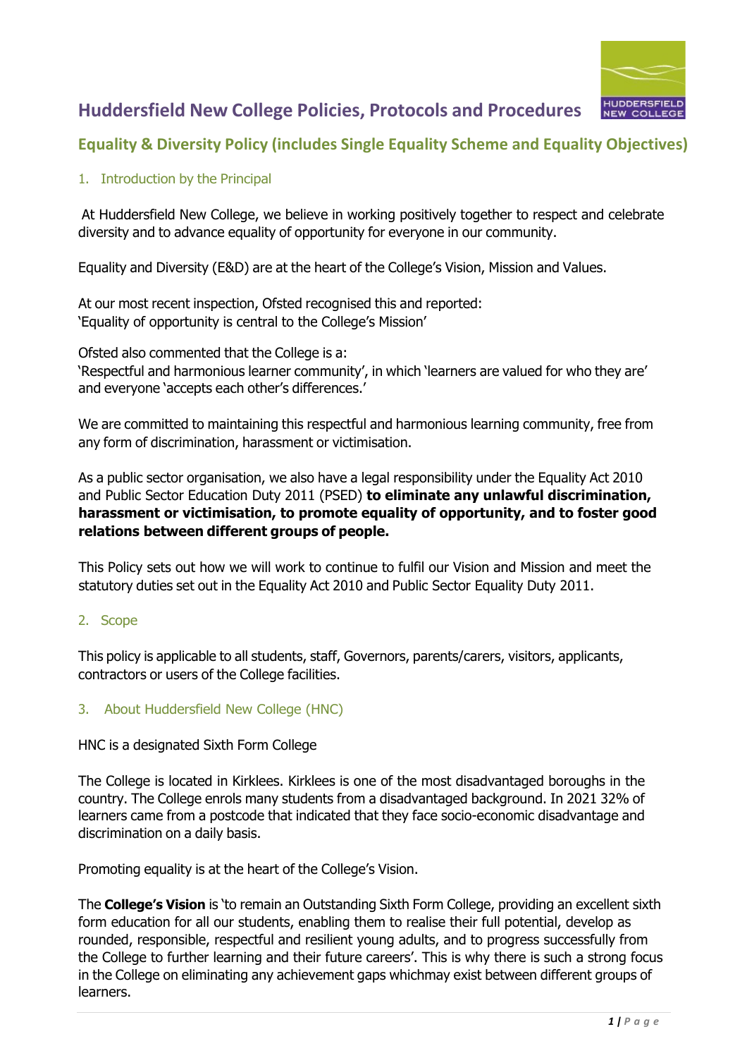# Huddersfield New College Policies, Protocols and Procedures

## Equality & Diversity Policy (includes Single Equality Scheme and Equality Objectives)

### 1. Introduction by the Principal

At Huddersfield New College, we believe in working positively together to respect and celebrate diversity and to advance equality of opportunity for everyone in our community.

Equality and Diversity (E&D) are at the heart of the College's Vision, Mission and Values.

At our most recent inspection, Ofsted recognised this and reported:
'Equality of opportunity is central to the College's Mission'

Ofsted also commented that the College is a:
'Respectful and harmonious learner community', in which 'learners are valued for who they are' and everyone 'accepts each other's differences.'

We are committed to maintaining this respectful and harmonious learning community, free from any form of discrimination, harassment or victimisation.

As a public sector organisation, we also have a legal responsibility under the Equality Act 2010 and Public Sector Education Duty 2011 (PSED) **to eliminate any unlawful discrimination, harassment or victimisation, to promote equality of opportunity, and to foster good relations between different groups of people.**

This Policy sets out how we will work to continue to fulfil our Vision and Mission and meet the statutory duties set out in the Equality Act 2010 and Public Sector Equality Duty 2011.

### 2. Scope

This policy is applicable to all students, staff, Governors, parents/carers, visitors, applicants, contractors or users of the College facilities.

### 3. About Huddersfield New College (HNC)

HNC is a designated Sixth Form College

The College is located in Kirklees. Kirklees is one of the most disadvantaged boroughs in the country. The College enrols many students from a disadvantaged background. In 2021 32% of learners came from a postcode that indicated that they face socio-economic disadvantage and discrimination on a daily basis.

Promoting equality is at the heart of the College's Vision.

The **College's Vision** is 'to remain an Outstanding Sixth Form College, providing an excellent sixth form education for all our students, enabling them to realise their full potential, develop as rounded, responsible, respectful and resilient young adults, and to progress successfully from the College to further learning and their future careers'. This is why there is such a strong focus in the College on eliminating any achievement gaps whichmay exist between different groups of learners.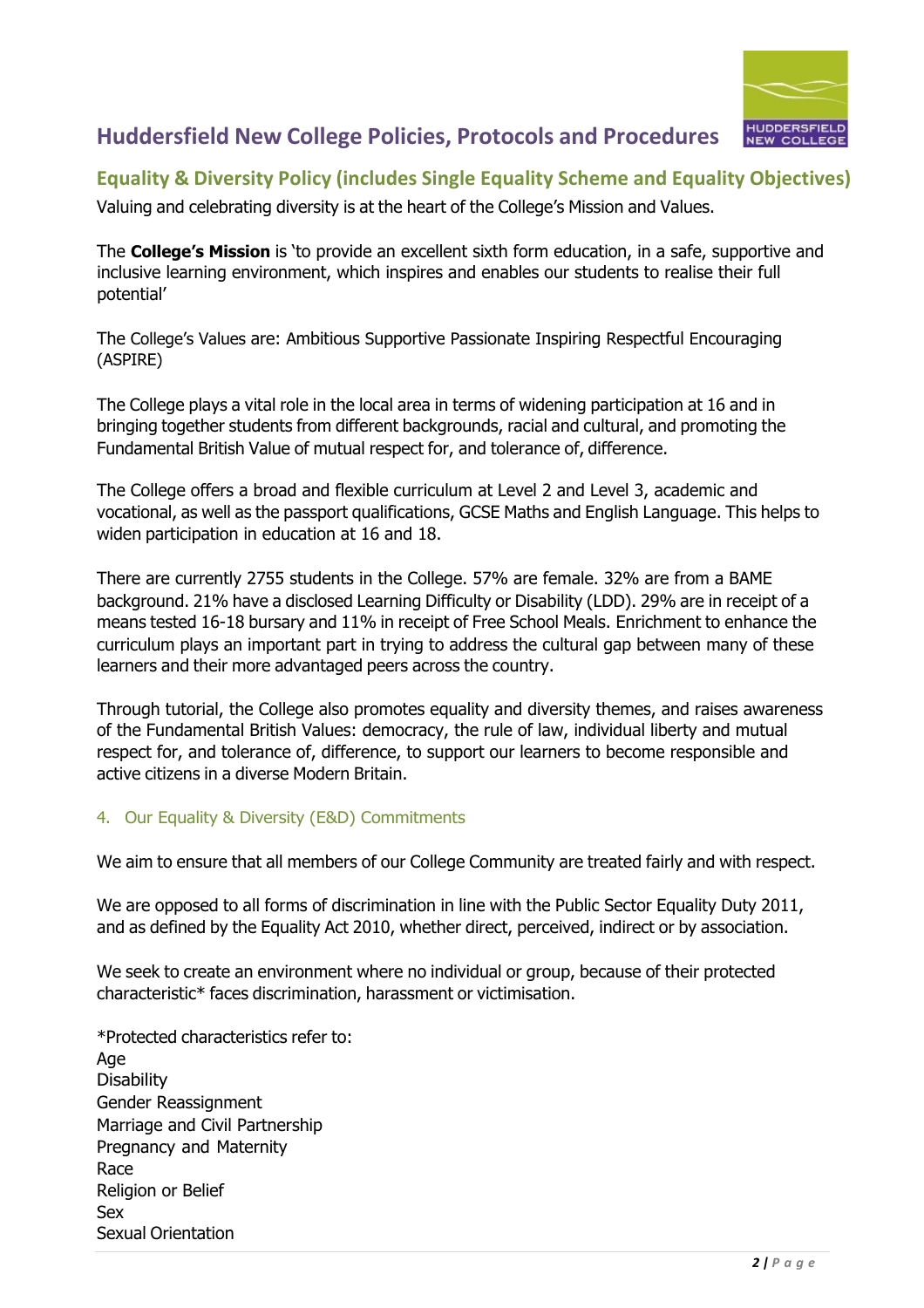# Huddersfield New College Policies, Protocols and Procedures

## Equality & Diversity Policy (includes Single Equality Scheme and Equality Objectives)

Valuing and celebrating diversity is at the heart of the College's Mission and Values.

The **College's Mission** is 'to provide an excellent sixth form education, in a safe, supportive and inclusive learning environment, which inspires and enables our students to realise their full potential'

The College's Values are: Ambitious Supportive Passionate Inspiring Respectful Encouraging (ASPIRE)

The College plays a vital role in the local area in terms of widening participation at 16 and in bringing together students from different backgrounds, racial and cultural, and promoting the Fundamental British Value of mutual respect for, and tolerance of, difference.

The College offers a broad and flexible curriculum at Level 2 and Level 3, academic and vocational, as well as the passport qualifications, GCSE Maths and English Language. This helps to widen participation in education at 16 and 18.

There are currently 2755 students in the College. 57% are female. 32% are from a BAME background. 21% have a disclosed Learning Difficulty or Disability (LDD). 29% are in receipt of a means tested 16-18 bursary and 11% in receipt of Free School Meals. Enrichment to enhance the curriculum plays an important part in trying to address the cultural gap between many of these learners and their more advantaged peers across the country.

Through tutorial, the College also promotes equality and diversity themes, and raises awareness of the Fundamental British Values: democracy, the rule of law, individual liberty and mutual respect for, and tolerance of, difference, to support our learners to become responsible and active citizens in a diverse Modern Britain.

### 4. Our Equality & Diversity (E&D) Commitments

We aim to ensure that all members of our College Community are treated fairly and with respect.

We are opposed to all forms of discrimination in line with the Public Sector Equality Duty 2011, and as defined by the Equality Act 2010, whether direct, perceived, indirect or by association.

We seek to create an environment where no individual or group, because of their protected characteristic* faces discrimination, harassment or victimisation.

*Protected characteristics refer to:
Age
Disability
Gender Reassignment
Marriage and Civil Partnership
Pregnancy and Maternity
Race
Religion or Belief
Sex
Sexual Orientation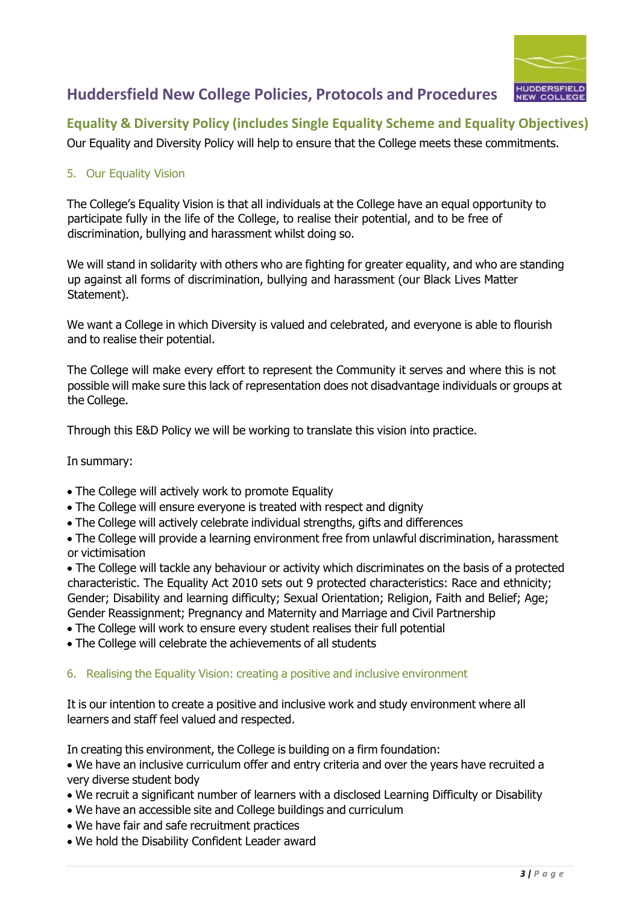Our Equality and Diversity Policy will help to ensure that the College meets these commitments.

## 5. Our Equality Vision

The College's Equality Vision is that all individuals at the College have an equal opportunity to participate fully in the life of the College, to realise their potential, and to be free of discrimination, bullying and harassment whilst doing so.

We will stand in solidarity with others who are fighting for greater equality, and who are standing up against all forms of discrimination, bullying and harassment (our Black Lives Matter Statement).

We want a College in which Diversity is valued and celebrated, and everyone is able to flourish and to realise their potential.

The College will make every effort to represent the Community it serves and where this is not possible will make sure this lack of representation does not disadvantage individuals or groups at the College.

Through this E&D Policy we will be working to translate this vision into practice.

In summary:

- The College will actively work to promote Equality
- The College will ensure everyone is treated with respect and dignity
- The College will actively celebrate individual strengths, gifts and differences
- The College will provide a learning environment free from unlawful discrimination, harassment or victimisation
- The College will tackle any behaviour or activity which discriminates on the basis of a protected characteristic. The Equality Act 2010 sets out 9 protected characteristics: Race and ethnicity; Gender; Disability and learning difficulty; Sexual Orientation; Religion, Faith and Belief; Age; Gender Reassignment; Pregnancy and Maternity and Marriage and Civil Partnership
- The College will work to ensure every student realises their full potential
- The College will celebrate the achievements of all students

## 6. Realising the Equality Vision: creating a positive and inclusive environment

It is our intention to create a positive and inclusive work and study environment where all learners and staff feel valued and respected.

In creating this environment, the College is building on a firm foundation:

- We have an inclusive curriculum offer and entry criteria and over the years have recruited a very diverse student body
- We recruit a significant number of learners with a disclosed Learning Difficulty or Disability
- We have an accessible site and College buildings and curriculum
- We have fair and safe recruitment practices
- We hold the Disability Confident Leader award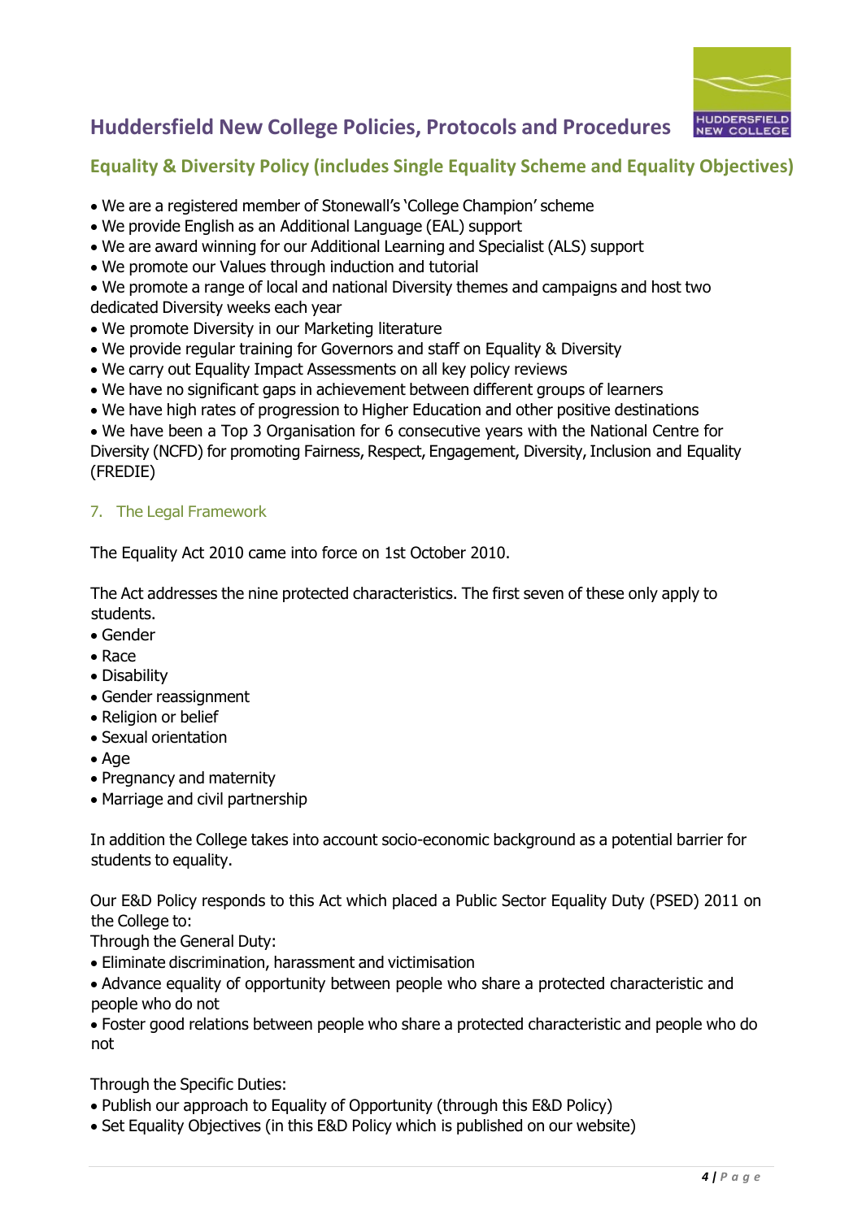## Equality & Diversity Policy (includes Single Equality Scheme and Equality Objectives)

- We are a registered member of Stonewall's 'College Champion' scheme
- We provide English as an Additional Language (EAL) support
- We are award winning for our Additional Learning and Specialist (ALS) support
- We promote our Values through induction and tutorial
- We promote a range of local and national Diversity themes and campaigns and host two dedicated Diversity weeks each year
- We promote Diversity in our Marketing literature
- We provide regular training for Governors and staff on Equality & Diversity
- We carry out Equality Impact Assessments on all key policy reviews
- We have no significant gaps in achievement between different groups of learners
- We have high rates of progression to Higher Education and other positive destinations
- We have been a Top 3 Organisation for 6 consecutive years with the National Centre for Diversity (NCFD) for promoting Fairness, Respect, Engagement, Diversity, Inclusion and Equality (FREDIE)

### 7. The Legal Framework

The Equality Act 2010 came into force on 1st October 2010.

The Act addresses the nine protected characteristics. The first seven of these only apply to students.

- Gender
- Race
- Disability
- Gender reassignment
- Religion or belief
- Sexual orientation
- Age
- Pregnancy and maternity
- Marriage and civil partnership

In addition the College takes into account socio-economic background as a potential barrier for students to equality.

Our E&D Policy responds to this Act which placed a Public Sector Equality Duty (PSED) 2011 on the College to:

Through the General Duty:

- Eliminate discrimination, harassment and victimisation
- Advance equality of opportunity between people who share a protected characteristic and people who do not
- Foster good relations between people who share a protected characteristic and people who do not

Through the Specific Duties:

- Publish our approach to Equality of Opportunity (through this E&D Policy)
- Set Equality Objectives (in this E&D Policy which is published on our website)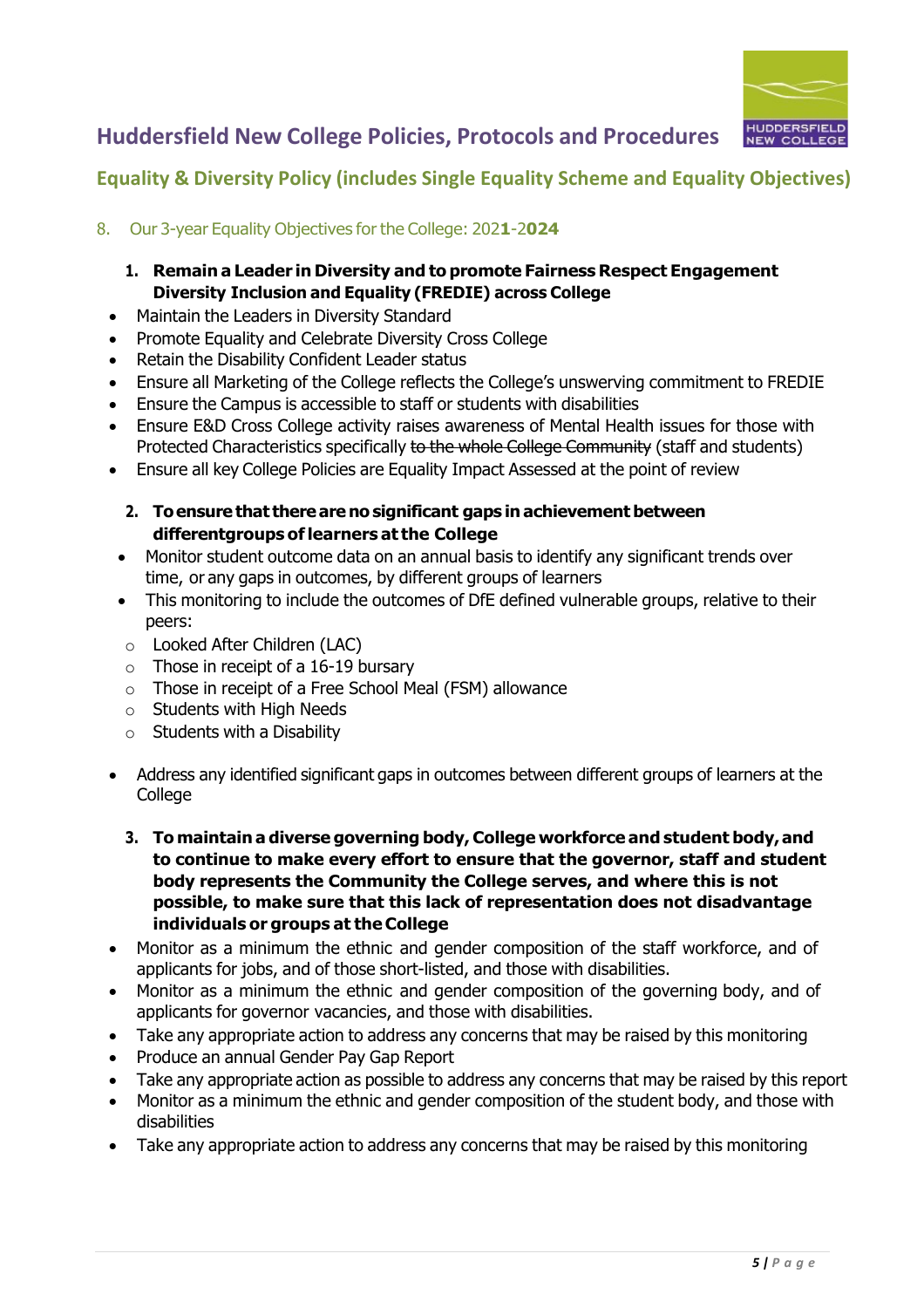## 8. Our 3-year Equality Objectives for the College: 2021-2024

1. **Remain a Leader in Diversity and to promote Fairness Respect Engagement Diversity Inclusion and Equality (FREDIE) across College**

- Maintain the Leaders in Diversity Standard
- Promote Equality and Celebrate Diversity Cross College
- Retain the Disability Confident Leader status
- Ensure all Marketing of the College reflects the College's unswerving commitment to FREDIE
- Ensure the Campus is accessible to staff or students with disabilities
- Ensure E&D Cross College activity raises awareness of Mental Health issues for those with Protected Characteristics specifically ~~to the whole College Community~~ (staff and students)
- Ensure all key College Policies are Equality Impact Assessed at the point of review

2. **To ensure that there are no significant gaps in achievement between differentgroups of learners at the College**

- Monitor student outcome data on an annual basis to identify any significant trends over time, or any gaps in outcomes, by different groups of learners
- This monitoring to include the outcomes of DfE defined vulnerable groups, relative to their peers:
  - Looked After Children (LAC)
  - Those in receipt of a 16-19 bursary
  - Those in receipt of a Free School Meal (FSM) allowance
  - Students with High Needs
  - Students with a Disability

- Address any identified significant gaps in outcomes between different groups of learners at the College

3. **To maintain a diverse governing body, College workforce and student body, and to continue to make every effort to ensure that the governor, staff and student body represents the Community the College serves, and where this is not possible, to make sure that this lack of representation does not disadvantage individuals or groups at the College**

- Monitor as a minimum the ethnic and gender composition of the staff workforce, and of applicants for jobs, and of those short-listed, and those with disabilities.
- Monitor as a minimum the ethnic and gender composition of the governing body, and of applicants for governor vacancies, and those with disabilities.
- Take any appropriate action to address any concerns that may be raised by this monitoring
- Produce an annual Gender Pay Gap Report
- Take any appropriate action as possible to address any concerns that may be raised by this report
- Monitor as a minimum the ethnic and gender composition of the student body, and those with disabilities
- Take any appropriate action to address any concerns that may be raised by this monitoring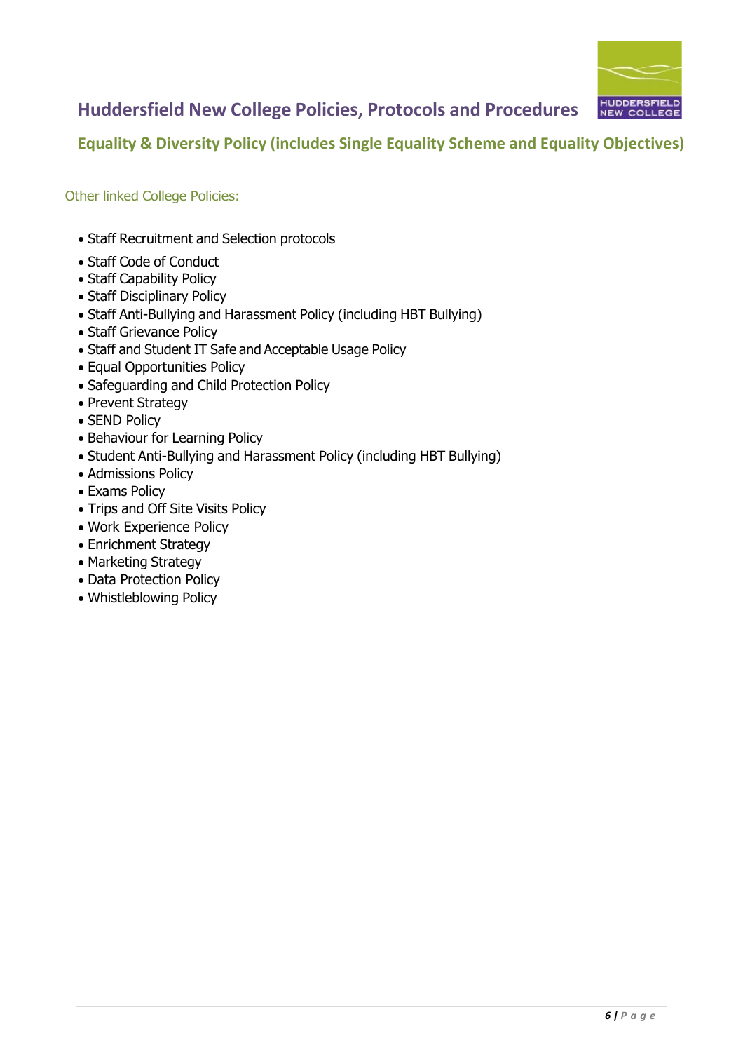Other linked College Policies:

- Staff Recruitment and Selection protocols
- Staff Code of Conduct
- Staff Capability Policy
- Staff Disciplinary Policy
- Staff Anti-Bullying and Harassment Policy (including HBT Bullying)
- Staff Grievance Policy
- Staff and Student IT Safe and Acceptable Usage Policy
- Equal Opportunities Policy
- Safeguarding and Child Protection Policy
- Prevent Strategy
- SEND Policy
- Behaviour for Learning Policy
- Student Anti-Bullying and Harassment Policy (including HBT Bullying)
- Admissions Policy
- Exams Policy
- Trips and Off Site Visits Policy
- Work Experience Policy
- Enrichment Strategy
- Marketing Strategy
- Data Protection Policy
- Whistleblowing Policy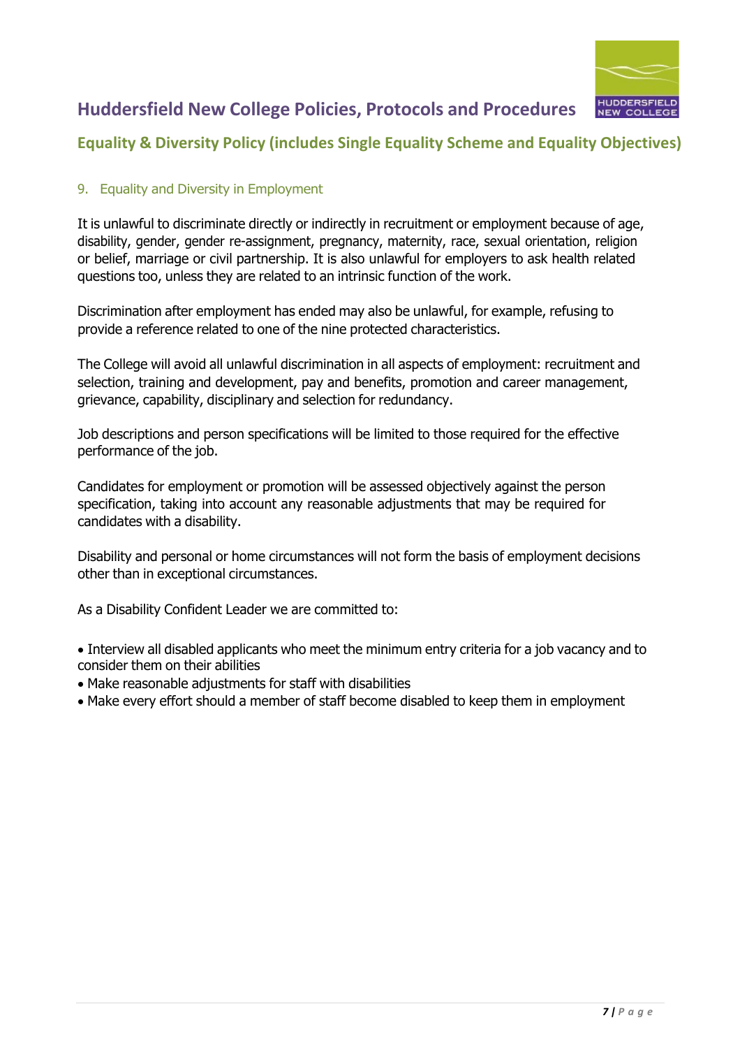## 9. Equality and Diversity in Employment

It is unlawful to discriminate directly or indirectly in recruitment or employment because of age, disability, gender, gender re-assignment, pregnancy, maternity, race, sexual orientation, religion or belief, marriage or civil partnership. It is also unlawful for employers to ask health related questions too, unless they are related to an intrinsic function of the work.

Discrimination after employment has ended may also be unlawful, for example, refusing to provide a reference related to one of the nine protected characteristics.

The College will avoid all unlawful discrimination in all aspects of employment: recruitment and selection, training and development, pay and benefits, promotion and career management, grievance, capability, disciplinary and selection for redundancy.

Job descriptions and person specifications will be limited to those required for the effective performance of the job.

Candidates for employment or promotion will be assessed objectively against the person specification, taking into account any reasonable adjustments that may be required for candidates with a disability.

Disability and personal or home circumstances will not form the basis of employment decisions other than in exceptional circumstances.

As a Disability Confident Leader we are committed to:

- Interview all disabled applicants who meet the minimum entry criteria for a job vacancy and to consider them on their abilities
- Make reasonable adjustments for staff with disabilities
- Make every effort should a member of staff become disabled to keep them in employment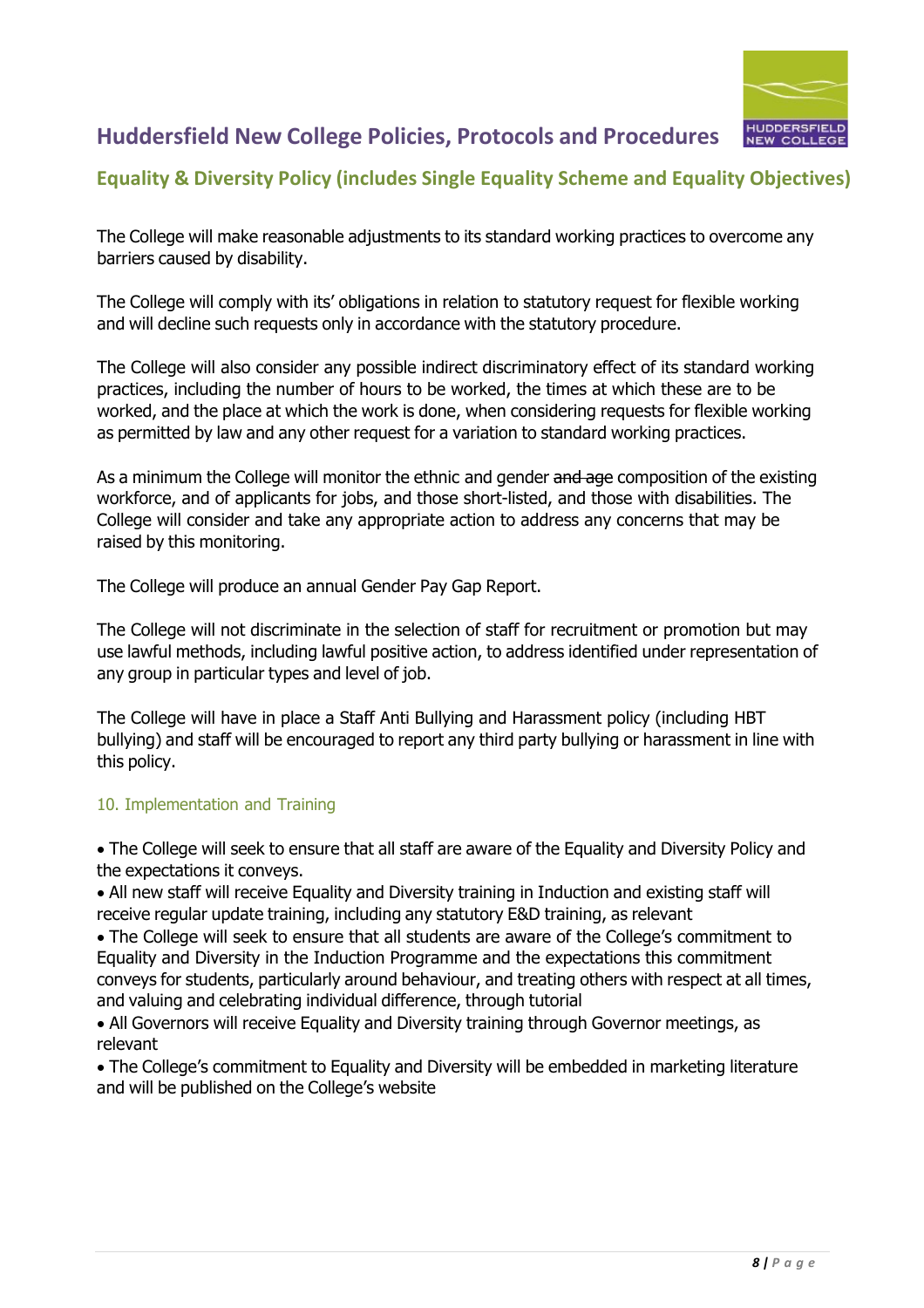The College will make reasonable adjustments to its standard working practices to overcome any barriers caused by disability.

The College will comply with its' obligations in relation to statutory request for flexible working and will decline such requests only in accordance with the statutory procedure.

The College will also consider any possible indirect discriminatory effect of its standard working practices, including the number of hours to be worked, the times at which these are to be worked, and the place at which the work is done, when considering requests for flexible working as permitted by law and any other request for a variation to standard working practices.

As a minimum the College will monitor the ethnic and gender ~~and age~~ composition of the existing workforce, and of applicants for jobs, and those short-listed, and those with disabilities. The College will consider and take any appropriate action to address any concerns that may be raised by this monitoring.

The College will produce an annual Gender Pay Gap Report.

The College will not discriminate in the selection of staff for recruitment or promotion but may use lawful methods, including lawful positive action, to address identified under representation of any group in particular types and level of job.

The College will have in place a Staff Anti Bullying and Harassment policy (including HBT bullying) and staff will be encouraged to report any third party bullying or harassment in line with this policy.

### 10. Implementation and Training

- The College will seek to ensure that all staff are aware of the Equality and Diversity Policy and the expectations it conveys.
- All new staff will receive Equality and Diversity training in Induction and existing staff will receive regular update training, including any statutory E&D training, as relevant
- The College will seek to ensure that all students are aware of the College's commitment to Equality and Diversity in the Induction Programme and the expectations this commitment conveys for students, particularly around behaviour, and treating others with respect at all times, and valuing and celebrating individual difference, through tutorial
- All Governors will receive Equality and Diversity training through Governor meetings, as relevant
- The College's commitment to Equality and Diversity will be embedded in marketing literature and will be published on the College's website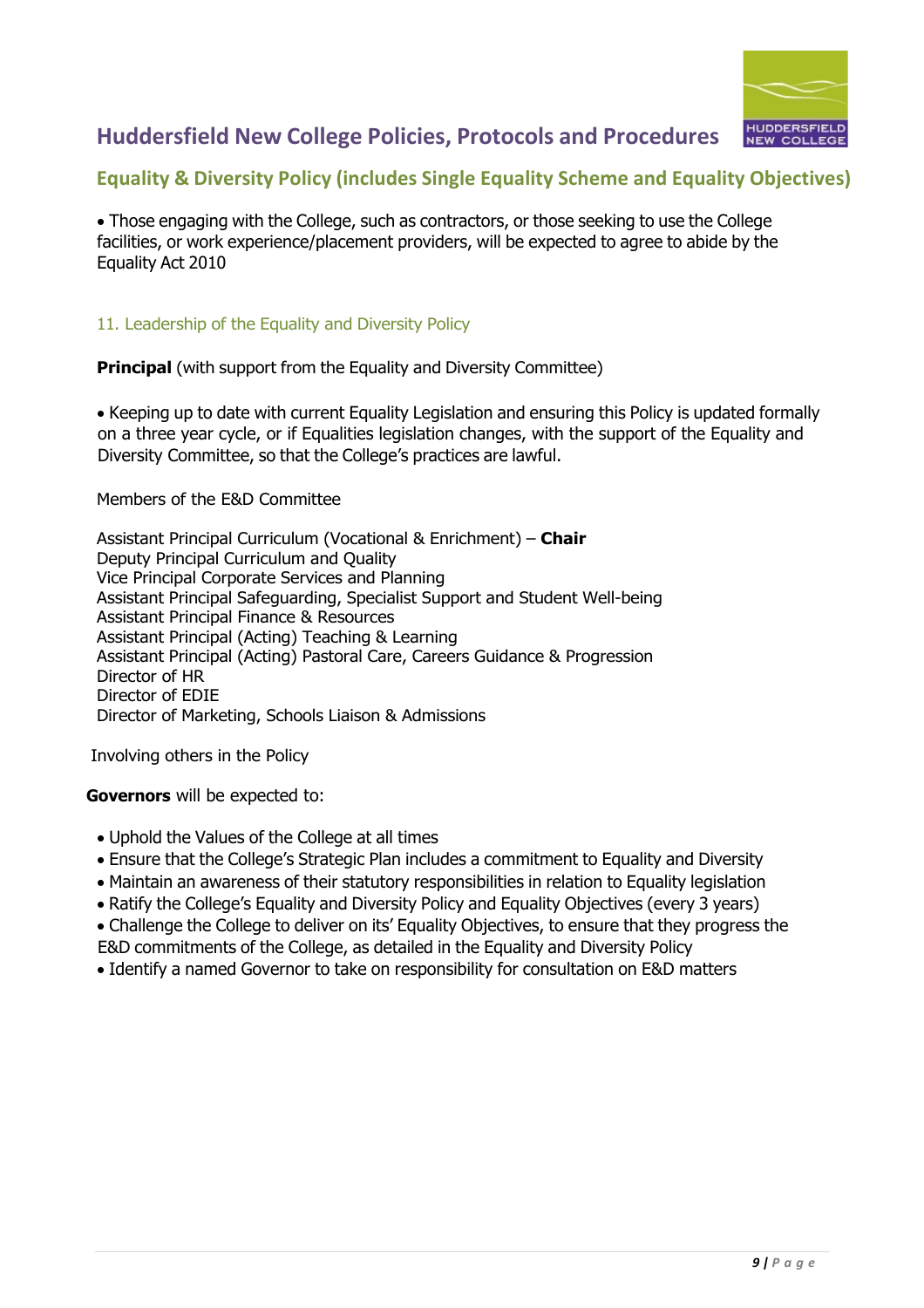- Those engaging with the College, such as contractors, or those seeking to use the College facilities, or work experience/placement providers, will be expected to agree to abide by the Equality Act 2010

### 11. Leadership of the Equality and Diversity Policy

**Principal** (with support from the Equality and Diversity Committee)

- Keeping up to date with current Equality Legislation and ensuring this Policy is updated formally on a three year cycle, or if Equalities legislation changes, with the support of the Equality and Diversity Committee, so that the College's practices are lawful.

Members of the E&D Committee

Assistant Principal Curriculum (Vocational & Enrichment) – **Chair**
Deputy Principal Curriculum and Quality
Vice Principal Corporate Services and Planning
Assistant Principal Safeguarding, Specialist Support and Student Well-being
Assistant Principal Finance & Resources
Assistant Principal (Acting) Teaching & Learning
Assistant Principal (Acting) Pastoral Care, Careers Guidance & Progression
Director of HR
Director of EDIE
Director of Marketing, Schools Liaison & Admissions

Involving others in the Policy

**Governors** will be expected to:

- Uphold the Values of the College at all times
- Ensure that the College's Strategic Plan includes a commitment to Equality and Diversity
- Maintain an awareness of their statutory responsibilities in relation to Equality legislation
- Ratify the College's Equality and Diversity Policy and Equality Objectives (every 3 years)
- Challenge the College to deliver on its' Equality Objectives, to ensure that they progress the E&D commitments of the College, as detailed in the Equality and Diversity Policy
- Identify a named Governor to take on responsibility for consultation on E&D matters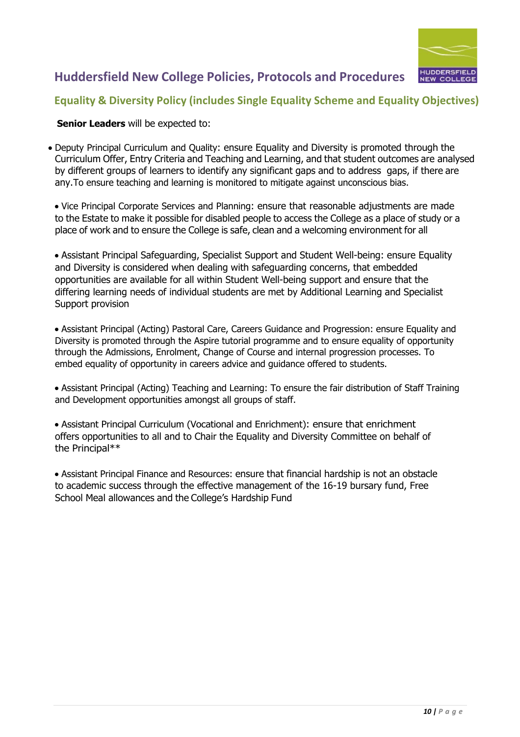**Senior Leaders** will be expected to:

- Deputy Principal Curriculum and Quality: ensure Equality and Diversity is promoted through the Curriculum Offer, Entry Criteria and Teaching and Learning, and that student outcomes are analysed by different groups of learners to identify any significant gaps and to address gaps, if there are any.To ensure teaching and learning is monitored to mitigate against unconscious bias.

- Vice Principal Corporate Services and Planning: ensure that reasonable adjustments are made to the Estate to make it possible for disabled people to access the College as a place of study or a place of work and to ensure the College is safe, clean and a welcoming environment for all

- Assistant Principal Safeguarding, Specialist Support and Student Well-being: ensure Equality and Diversity is considered when dealing with safeguarding concerns, that embedded opportunities are available for all within Student Well-being support and ensure that the differing learning needs of individual students are met by Additional Learning and Specialist Support provision

- Assistant Principal (Acting) Pastoral Care, Careers Guidance and Progression: ensure Equality and Diversity is promoted through the Aspire tutorial programme and to ensure equality of opportunity through the Admissions, Enrolment, Change of Course and internal progression processes. To embed equality of opportunity in careers advice and guidance offered to students.

- Assistant Principal (Acting) Teaching and Learning: To ensure the fair distribution of Staff Training and Development opportunities amongst all groups of staff.

- Assistant Principal Curriculum (Vocational and Enrichment): ensure that enrichment offers opportunities to all and to Chair the Equality and Diversity Committee on behalf of the Principal**

- Assistant Principal Finance and Resources: ensure that financial hardship is not an obstacle to academic success through the effective management of the 16-19 bursary fund, Free School Meal allowances and the College's Hardship Fund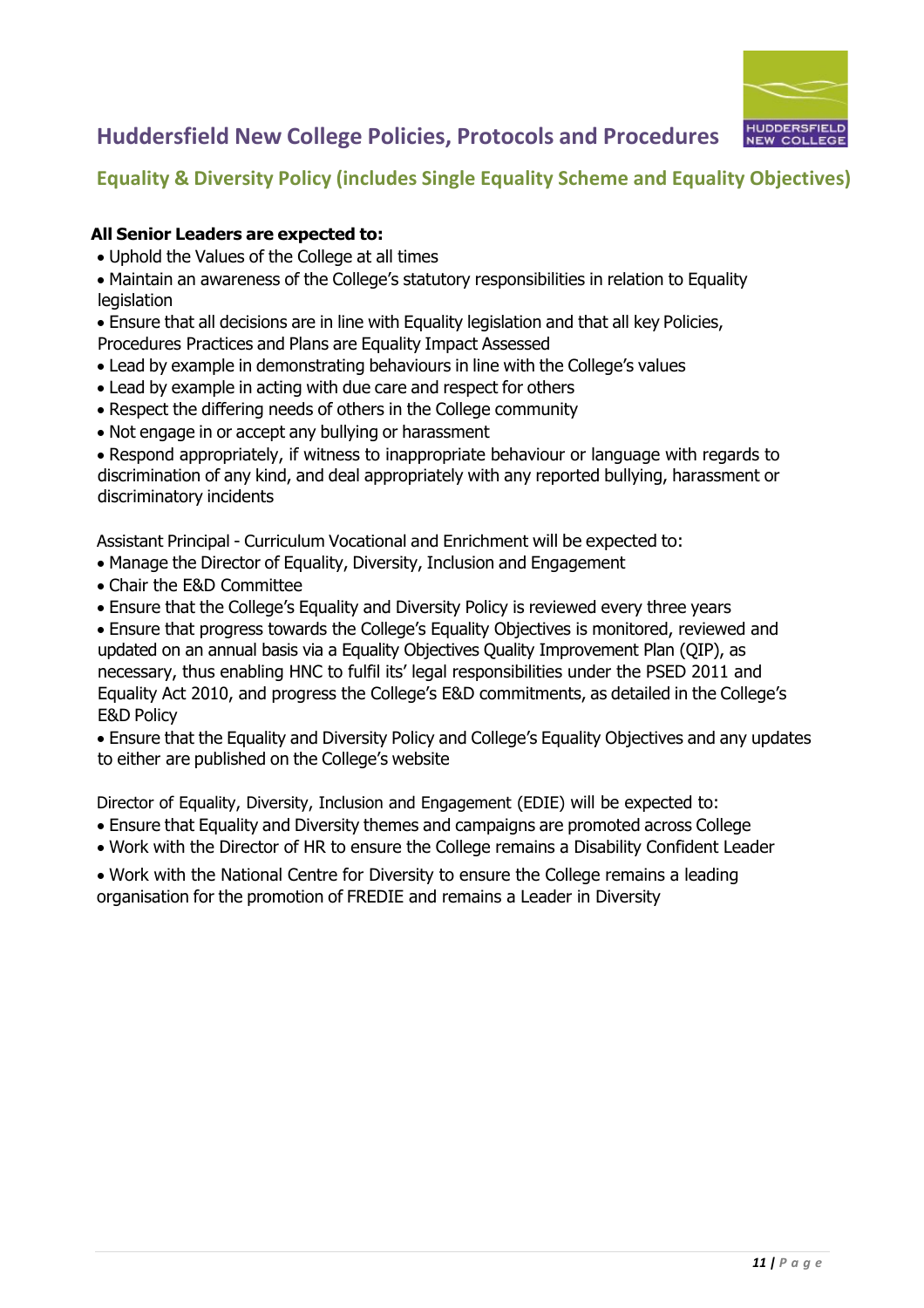**All Senior Leaders are expected to:**

- Uphold the Values of the College at all times
- Maintain an awareness of the College's statutory responsibilities in relation to Equality legislation
- Ensure that all decisions are in line with Equality legislation and that all key Policies, Procedures Practices and Plans are Equality Impact Assessed
- Lead by example in demonstrating behaviours in line with the College's values
- Lead by example in acting with due care and respect for others
- Respect the differing needs of others in the College community
- Not engage in or accept any bullying or harassment
- Respond appropriately, if witness to inappropriate behaviour or language with regards to discrimination of any kind, and deal appropriately with any reported bullying, harassment or discriminatory incidents

Assistant Principal - Curriculum Vocational and Enrichment will be expected to:

- Manage the Director of Equality, Diversity, Inclusion and Engagement
- Chair the E&D Committee
- Ensure that the College's Equality and Diversity Policy is reviewed every three years
- Ensure that progress towards the College's Equality Objectives is monitored, reviewed and updated on an annual basis via a Equality Objectives Quality Improvement Plan (QIP), as necessary, thus enabling HNC to fulfil its' legal responsibilities under the PSED 2011 and Equality Act 2010, and progress the College's E&D commitments, as detailed in the College's E&D Policy
- Ensure that the Equality and Diversity Policy and College's Equality Objectives and any updates to either are published on the College's website

Director of Equality, Diversity, Inclusion and Engagement (EDIE) will be expected to:

- Ensure that Equality and Diversity themes and campaigns are promoted across College
- Work with the Director of HR to ensure the College remains a Disability Confident Leader
- Work with the National Centre for Diversity to ensure the College remains a leading organisation for the promotion of FREDIE and remains a Leader in Diversity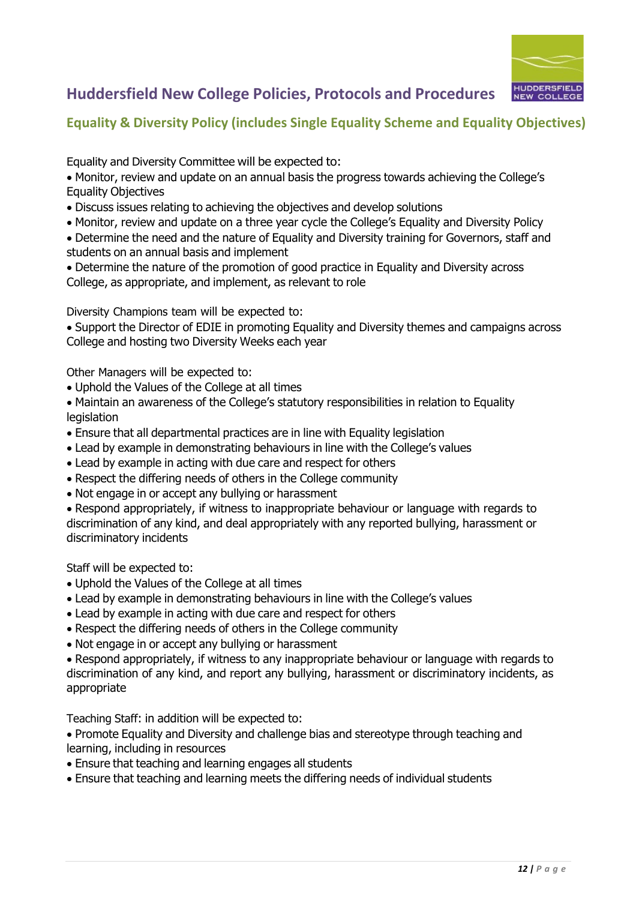Equality and Diversity Committee will be expected to:

- Monitor, review and update on an annual basis the progress towards achieving the College's Equality Objectives
- Discuss issues relating to achieving the objectives and develop solutions
- Monitor, review and update on a three year cycle the College's Equality and Diversity Policy
- Determine the need and the nature of Equality and Diversity training for Governors, staff and students on an annual basis and implement
- Determine the nature of the promotion of good practice in Equality and Diversity across College, as appropriate, and implement, as relevant to role

Diversity Champions team will be expected to:

- Support the Director of EDIE in promoting Equality and Diversity themes and campaigns across College and hosting two Diversity Weeks each year

Other Managers will be expected to:

- Uphold the Values of the College at all times
- Maintain an awareness of the College's statutory responsibilities in relation to Equality legislation
- Ensure that all departmental practices are in line with Equality legislation
- Lead by example in demonstrating behaviours in line with the College's values
- Lead by example in acting with due care and respect for others
- Respect the differing needs of others in the College community
- Not engage in or accept any bullying or harassment
- Respond appropriately, if witness to inappropriate behaviour or language with regards to discrimination of any kind, and deal appropriately with any reported bullying, harassment or discriminatory incidents

Staff will be expected to:

- Uphold the Values of the College at all times
- Lead by example in demonstrating behaviours in line with the College's values
- Lead by example in acting with due care and respect for others
- Respect the differing needs of others in the College community
- Not engage in or accept any bullying or harassment
- Respond appropriately, if witness to any inappropriate behaviour or language with regards to discrimination of any kind, and report any bullying, harassment or discriminatory incidents, as appropriate

Teaching Staff: in addition will be expected to:

- Promote Equality and Diversity and challenge bias and stereotype through teaching and learning, including in resources
- Ensure that teaching and learning engages all students
- Ensure that teaching and learning meets the differing needs of individual students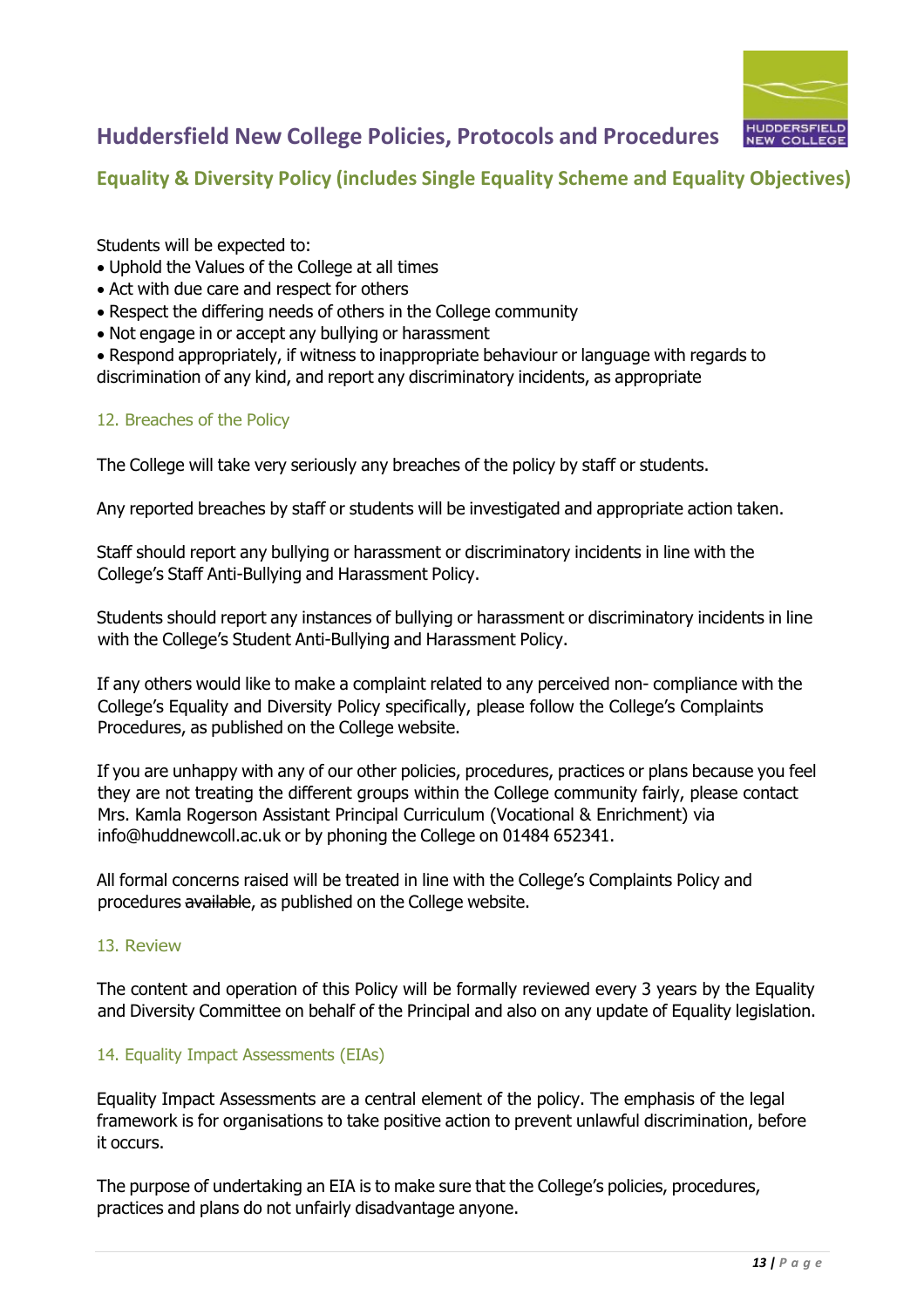Students will be expected to:

- Uphold the Values of the College at all times
- Act with due care and respect for others
- Respect the differing needs of others in the College community
- Not engage in or accept any bullying or harassment
- Respond appropriately, if witness to inappropriate behaviour or language with regards to discrimination of any kind, and report any discriminatory incidents, as appropriate

## 12. Breaches of the Policy

The College will take very seriously any breaches of the policy by staff or students.

Any reported breaches by staff or students will be investigated and appropriate action taken.

Staff should report any bullying or harassment or discriminatory incidents in line with the College's Staff Anti-Bullying and Harassment Policy.

Students should report any instances of bullying or harassment or discriminatory incidents in line with the College's Student Anti-Bullying and Harassment Policy.

If any others would like to make a complaint related to any perceived non- compliance with the College's Equality and Diversity Policy specifically, please follow the College's Complaints Procedures, as published on the College website.

If you are unhappy with any of our other policies, procedures, practices or plans because you feel they are not treating the different groups within the College community fairly, please contact Mrs. Kamla Rogerson Assistant Principal Curriculum (Vocational & Enrichment) via info@huddnewcoll.ac.uk or by phoning the College on 01484 652341.

All formal concerns raised will be treated in line with the College's Complaints Policy and procedures ~~available~~, as published on the College website.

## 13. Review

The content and operation of this Policy will be formally reviewed every 3 years by the Equality and Diversity Committee on behalf of the Principal and also on any update of Equality legislation.

## 14. Equality Impact Assessments (EIAs)

Equality Impact Assessments are a central element of the policy. The emphasis of the legal framework is for organisations to take positive action to prevent unlawful discrimination, before it occurs.

The purpose of undertaking an EIA is to make sure that the College's policies, procedures, practices and plans do not unfairly disadvantage anyone.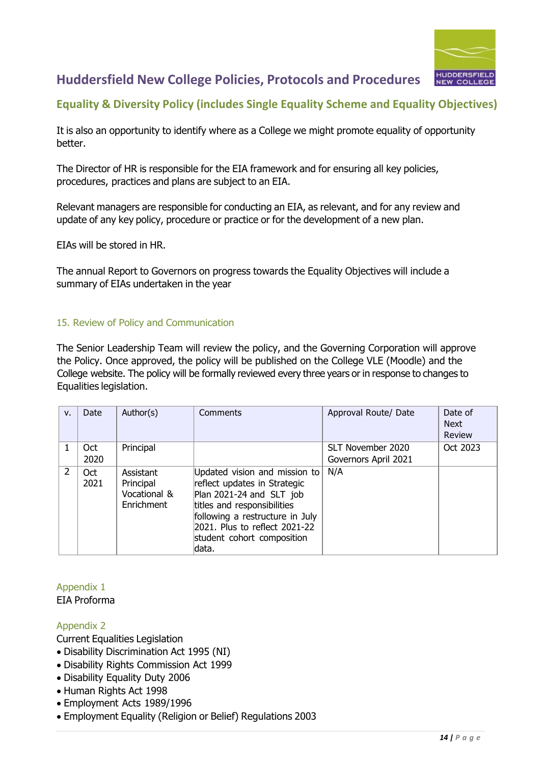It is also an opportunity to identify where as a College we might promote equality of opportunity better.

The Director of HR is responsible for the EIA framework and for ensuring all key policies, procedures, practices and plans are subject to an EIA.

Relevant managers are responsible for conducting an EIA, as relevant, and for any review and update of any key policy, procedure or practice or for the development of a new plan.

EIAs will be stored in HR.

The annual Report to Governors on progress towards the Equality Objectives will include a summary of EIAs undertaken in the year

### 15. Review of Policy and Communication

The Senior Leadership Team will review the policy, and the Governing Corporation will approve the Policy. Once approved, the policy will be published on the College VLE (Moodle) and the College website. The policy will be formally reviewed every three years or in response to changes to Equalities legislation.

| v. | Date | Author(s) | Comments | Approval Route/ Date | Date of Next Review |
|---|---|---|---|---|---|
| 1 | Oct 2020 | Principal | | SLT November 2020 Governors April 2021 | Oct 2023 |
| 2 | Oct 2021 | Assistant Principal Vocational & Enrichment | Updated vision and mission to reflect updates in Strategic Plan 2021-24 and SLT job titles and responsibilities following a restructure in July 2021. Plus to reflect 2021-22 student cohort composition data. | N/A | |

### Appendix 1

EIA Proforma

### Appendix 2

Current Equalities Legislation

- Disability Discrimination Act 1995 (NI)
- Disability Rights Commission Act 1999
- Disability Equality Duty 2006
- Human Rights Act 1998
- Employment Acts 1989/1996
- Employment Equality (Religion or Belief) Regulations 2003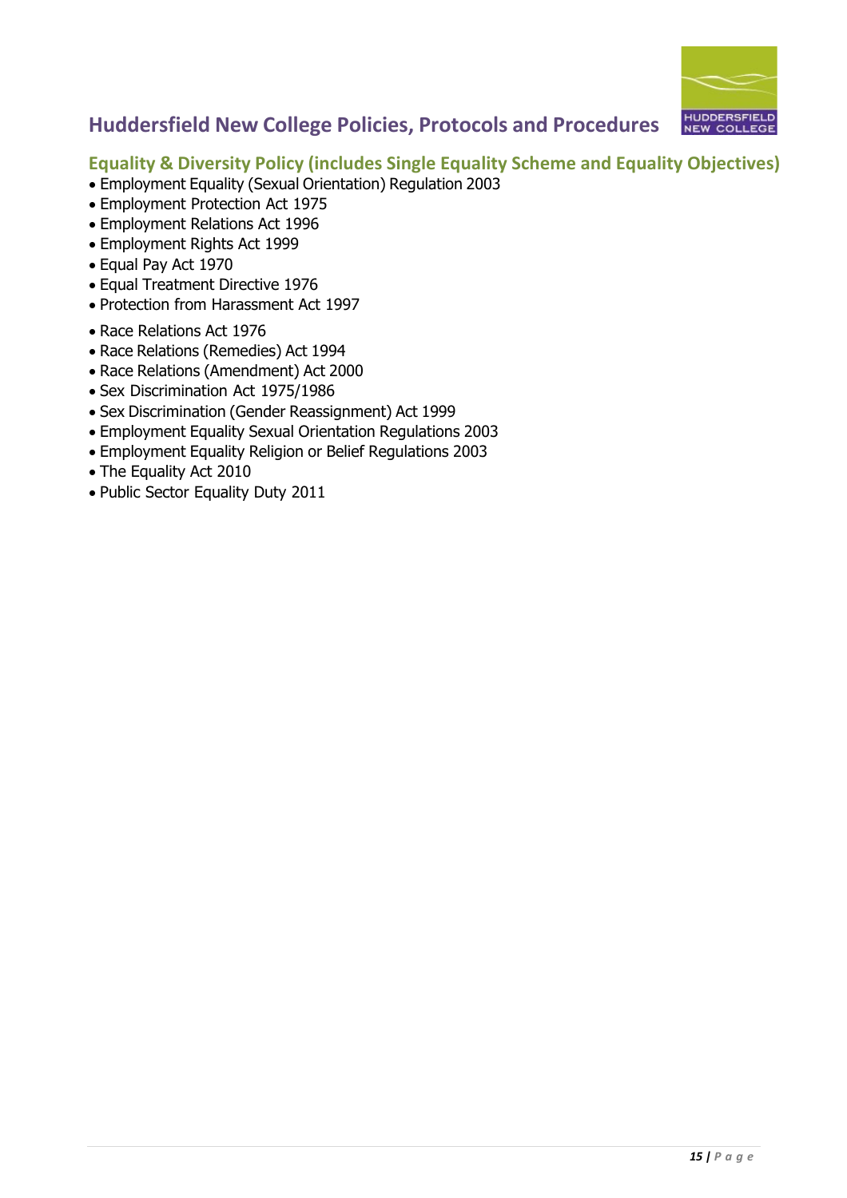## Equality & Diversity Policy (includes Single Equality Scheme and Equality Objectives)

- Employment Equality (Sexual Orientation) Regulation 2003
- Employment Protection Act 1975
- Employment Relations Act 1996
- Employment Rights Act 1999
- Equal Pay Act 1970
- Equal Treatment Directive 1976
- Protection from Harassment Act 1997
- Race Relations Act 1976
- Race Relations (Remedies) Act 1994
- Race Relations (Amendment) Act 2000
- Sex Discrimination Act 1975/1986
- Sex Discrimination (Gender Reassignment) Act 1999
- Employment Equality Sexual Orientation Regulations 2003
- Employment Equality Religion or Belief Regulations 2003
- The Equality Act 2010
- Public Sector Equality Duty 2011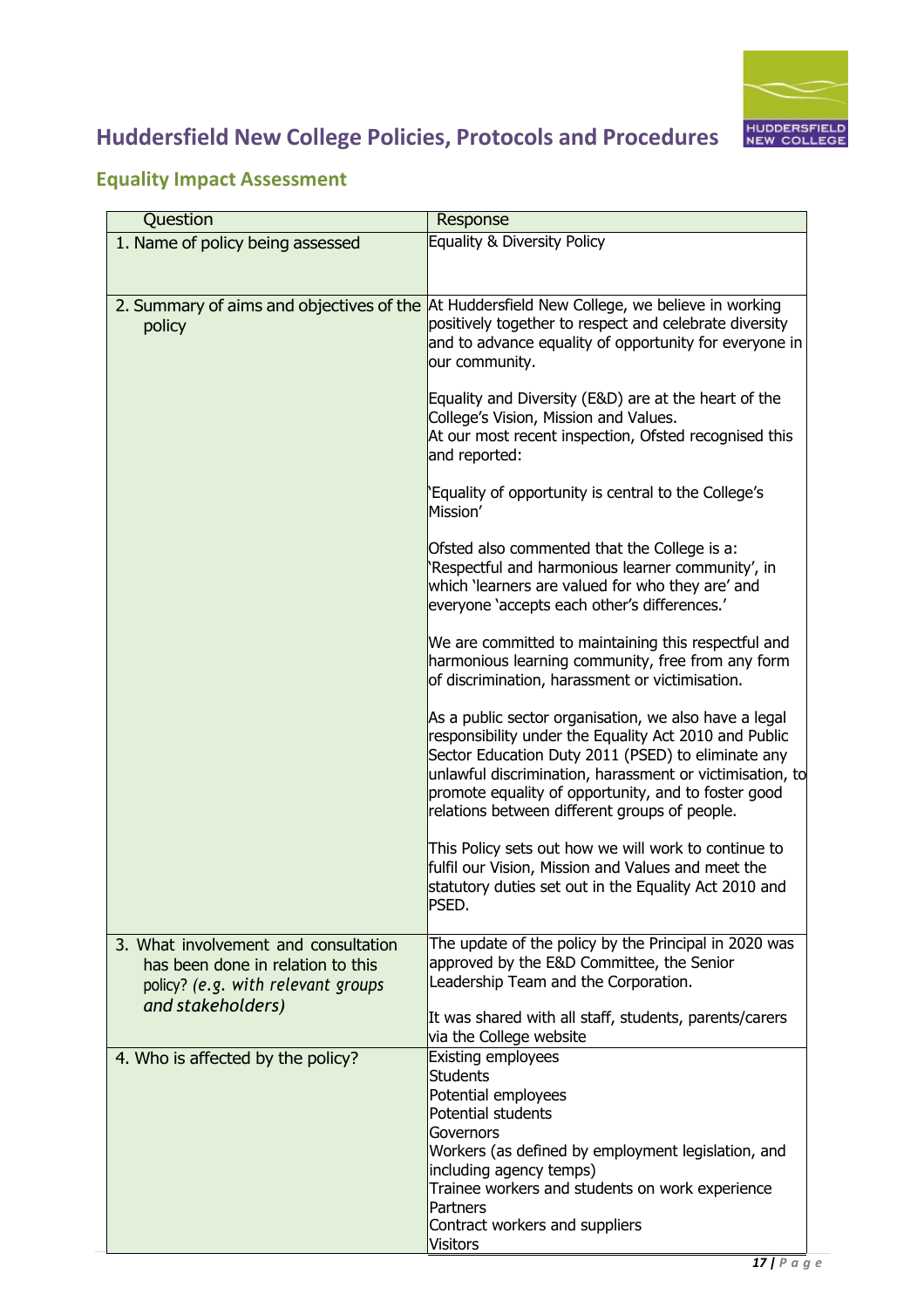# Huddersfield New College Policies, Protocols and Procedures

## Equality Impact Assessment

| Question | Response |
|---|---|
| 1. Name of policy being assessed | Equality & Diversity Policy |
| 2. Summary of aims and objectives of the policy | At Huddersfield New College, we believe in working positively together to respect and celebrate diversity and to advance equality of opportunity for everyone in our community.<br><br>Equality and Diversity (E&D) are at the heart of the College's Vision, Mission and Values.<br>At our most recent inspection, Ofsted recognised this and reported:<br><br>'Equality of opportunity is central to the College's Mission'<br><br>Ofsted also commented that the College is a: 'Respectful and harmonious learner community', in which 'learners are valued for who they are' and everyone 'accepts each other's differences.'<br><br>We are committed to maintaining this respectful and harmonious learning community, free from any form of discrimination, harassment or victimisation.<br><br>As a public sector organisation, we also have a legal responsibility under the Equality Act 2010 and Public Sector Education Duty 2011 (PSED) to eliminate any unlawful discrimination, harassment or victimisation, to promote equality of opportunity, and to foster good relations between different groups of people.<br><br>This Policy sets out how we will work to continue to fulfil our Vision, Mission and Values and meet the statutory duties set out in the Equality Act 2010 and PSED. |
| 3. What involvement and consultation has been done in relation to this policy? *(e.g. with relevant groups and stakeholders)* | The update of the policy by the Principal in 2020 was approved by the E&D Committee, the Senior Leadership Team and the Corporation.<br><br>It was shared with all staff, students, parents/carers via the College website |
| 4. Who is affected by the policy? | Existing employees<br>Students<br>Potential employees<br>Potential students<br>Governors<br>Workers (as defined by employment legislation, and including agency temps)<br>Trainee workers and students on work experience<br>Partners<br>Contract workers and suppliers<br>Visitors |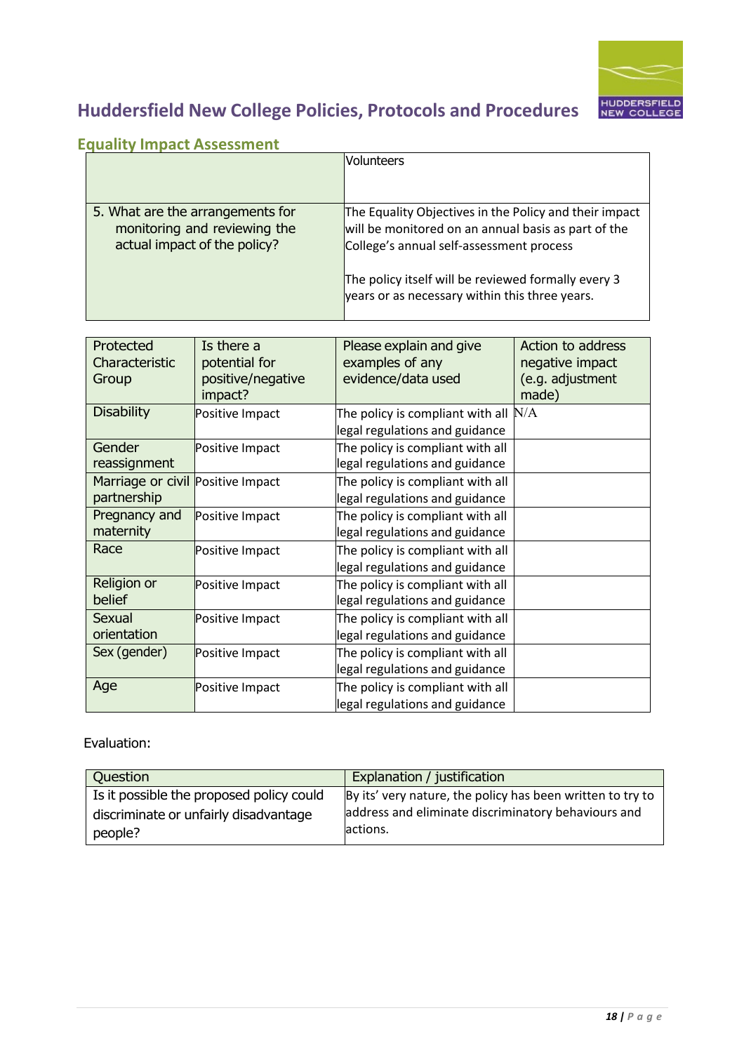## Equality Impact Assessment

| | |
|---|---|
| | Volunteers |
| 5. What are the arrangements for monitoring and reviewing the actual impact of the policy? | The Equality Objectives in the Policy and their impact will be monitored on an annual basis as part of the College's annual self-assessment process<br><br>The policy itself will be reviewed formally every 3 years or as necessary within this three years. |

| Protected Characteristic Group | Is there a potential for positive/negative impact? | Please explain and give examples of any evidence/data used | Action to address negative impact (e.g. adjustment made) |
|---|---|---|---|
| Disability | Positive Impact | The policy is compliant with all legal regulations and guidance | N/A |
| Gender reassignment | Positive Impact | The policy is compliant with all legal regulations and guidance | |
| Marriage or civil partnership | Positive Impact | The policy is compliant with all legal regulations and guidance | |
| Pregnancy and maternity | Positive Impact | The policy is compliant with all legal regulations and guidance | |
| Race | Positive Impact | The policy is compliant with all legal regulations and guidance | |
| Religion or belief | Positive Impact | The policy is compliant with all legal regulations and guidance | |
| Sexual orientation | Positive Impact | The policy is compliant with all legal regulations and guidance | |
| Sex (gender) | Positive Impact | The policy is compliant with all legal regulations and guidance | |
| Age | Positive Impact | The policy is compliant with all legal regulations and guidance | |

Evaluation:

| Question | Explanation / justification |
|---|---|
| Is it possible the proposed policy could discriminate or unfairly disadvantage people? | By its' very nature, the policy has been written to try to address and eliminate discriminatory behaviours and actions. |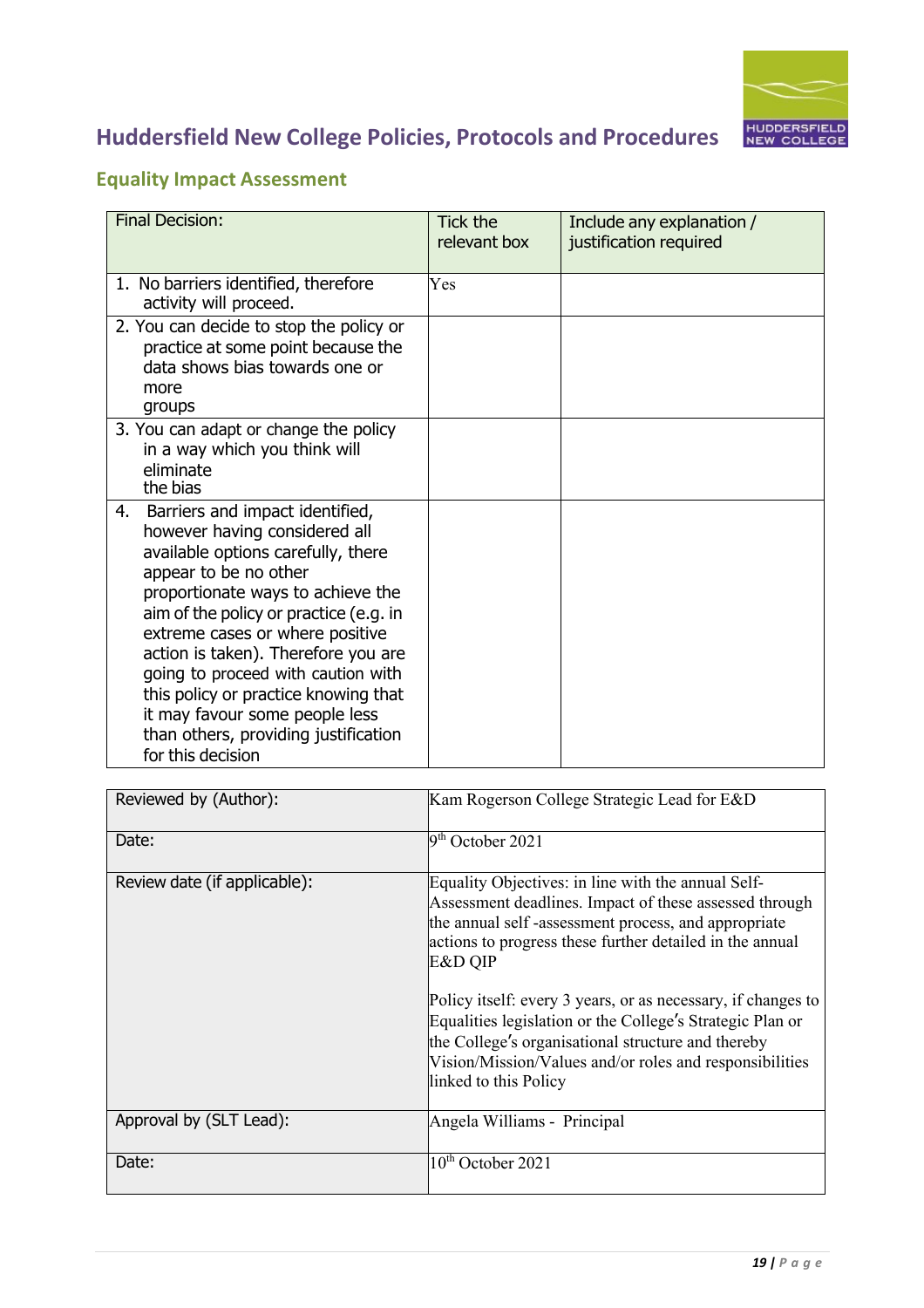# Huddersfield New College Policies, Protocols and Procedures

## Equality Impact Assessment

| Final Decision: | Tick the relevant box | Include any explanation / justification required |
|---|---|---|
| 1. No barriers identified, therefore activity will proceed. | Yes | |
| 2. You can decide to stop the policy or practice at some point because the data shows bias towards one or more groups | | |
| 3. You can adapt or change the policy in a way which you think will eliminate the bias | | |
| 4. Barriers and impact identified, however having considered all available options carefully, there appear to be no other proportionate ways to achieve the aim of the policy or practice (e.g. in extreme cases or where positive action is taken). Therefore you are going to proceed with caution with this policy or practice knowing that it may favour some people less than others, providing justification for this decision | | |

| | |
|---|---|
| Reviewed by (Author): | Kam Rogerson College Strategic Lead for E&D |
| Date: | 9th October 2021 |
| Review date (if applicable): | Equality Objectives: in line with the annual Self-Assessment deadlines. Impact of these assessed through the annual self -assessment process, and appropriate actions to progress these further detailed in the annual E&D QIP<br><br>Policy itself: every 3 years, or as necessary, if changes to Equalities legislation or the College's Strategic Plan or the College's organisational structure and thereby Vision/Mission/Values and/or roles and responsibilities linked to this Policy |
| Approval by (SLT Lead): | Angela Williams - Principal |
| Date: | 10th October 2021 |